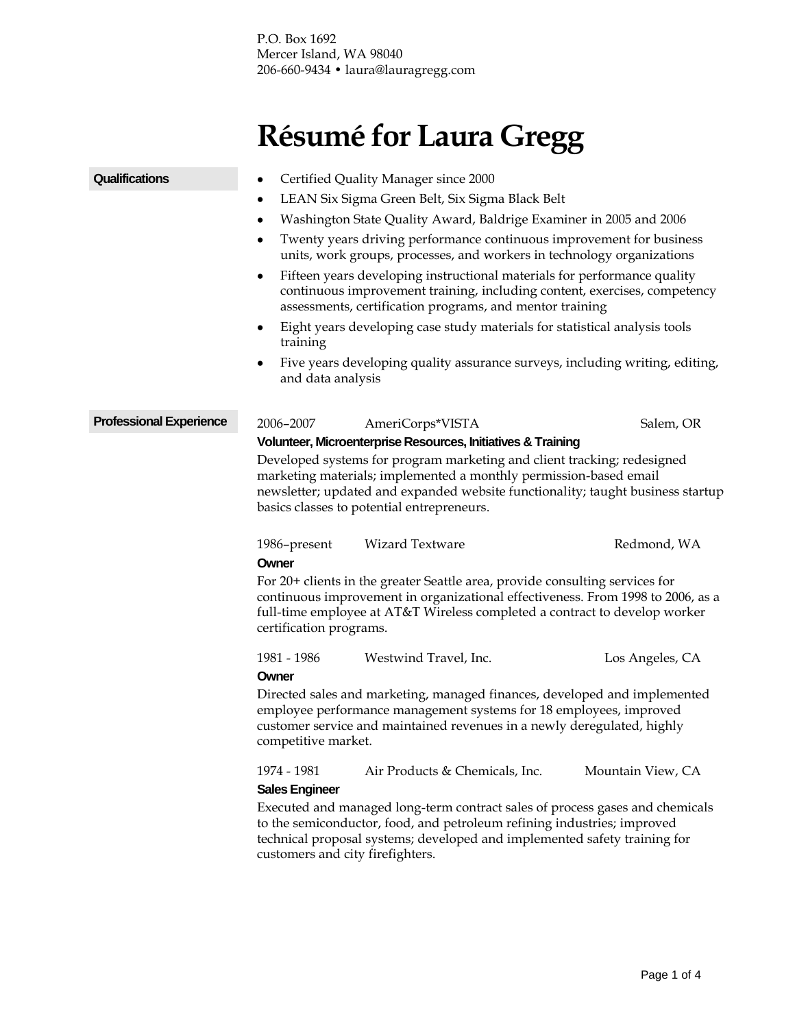P.O. Box 1692
Mercer Island, WA 98040
206-660-9434 • laura@lauragregg.com

# Résumé for Laura Gregg

## Qualifications

- Certified Quality Manager since 2000
- LEAN Six Sigma Green Belt, Six Sigma Black Belt
- Washington State Quality Award, Baldrige Examiner in 2005 and 2006
- Twenty years driving performance continuous improvement for business units, work groups, processes, and workers in technology organizations
- Fifteen years developing instructional materials for performance quality continuous improvement training, including content, exercises, competency assessments, certification programs, and mentor training
- Eight years developing case study materials for statistical analysis tools training
- Five years developing quality assurance surveys, including writing, editing, and data analysis

## Professional Experience

2006–2007 AmeriCorps*VISTA Salem, OR

**Volunteer, Microenterprise Resources, Initiatives & Training**

Developed systems for program marketing and client tracking; redesigned marketing materials; implemented a monthly permission-based email newsletter; updated and expanded website functionality; taught business startup basics classes to potential entrepreneurs.

1986–present Wizard Textware Redmond, WA

**Owner**

For 20+ clients in the greater Seattle area, provide consulting services for continuous improvement in organizational effectiveness. From 1998 to 2006, as a full-time employee at AT&T Wireless completed a contract to develop worker certification programs.

1981 - 1986 Westwind Travel, Inc. Los Angeles, CA

**Owner**

Directed sales and marketing, managed finances, developed and implemented employee performance management systems for 18 employees, improved customer service and maintained revenues in a newly deregulated, highly competitive market.

1974 - 1981 Air Products & Chemicals, Inc. Mountain View, CA

**Sales Engineer**

Executed and managed long-term contract sales of process gases and chemicals to the semiconductor, food, and petroleum refining industries; improved technical proposal systems; developed and implemented safety training for customers and city firefighters.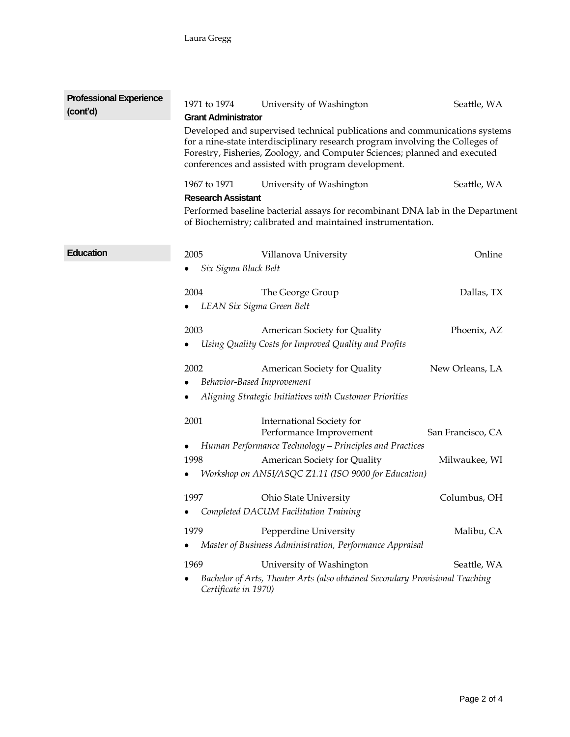## Professional Experience (cont'd)

1971 to 1974 University of Washington Seattle, WA

**Grant Administrator**

Developed and supervised technical publications and communications systems for a nine-state interdisciplinary research program involving the Colleges of Forestry, Fisheries, Zoology, and Computer Sciences; planned and executed conferences and assisted with program development.

1967 to 1971 University of Washington Seattle, WA

**Research Assistant**

Performed baseline bacterial assays for recombinant DNA lab in the Department of Biochemistry; calibrated and maintained instrumentation.

## Education

2005 Villanova University Online

- *Six Sigma Black Belt*

2004 The George Group Dallas, TX

- *LEAN Six Sigma Green Belt*

2003 American Society for Quality Phoenix, AZ

- *Using Quality Costs for Improved Quality and Profits*

2002 American Society for Quality New Orleans, LA

- *Behavior-Based Improvement*
- *Aligning Strategic Initiatives with Customer Priorities*

2001 International Society for Performance Improvement San Francisco, CA

- *Human Performance Technology – Principles and Practices*

1998 American Society for Quality Milwaukee, WI

- *Workshop on ANSI/ASQC Z1.11 (ISO 9000 for Education)*

1997 Ohio State University Columbus, OH

- *Completed DACUM Facilitation Training*

1979 Pepperdine University Malibu, CA

- *Master of Business Administration, Performance Appraisal*

1969 University of Washington Seattle, WA

- *Bachelor of Arts, Theater Arts (also obtained Secondary Provisional Teaching Certificate in 1970)*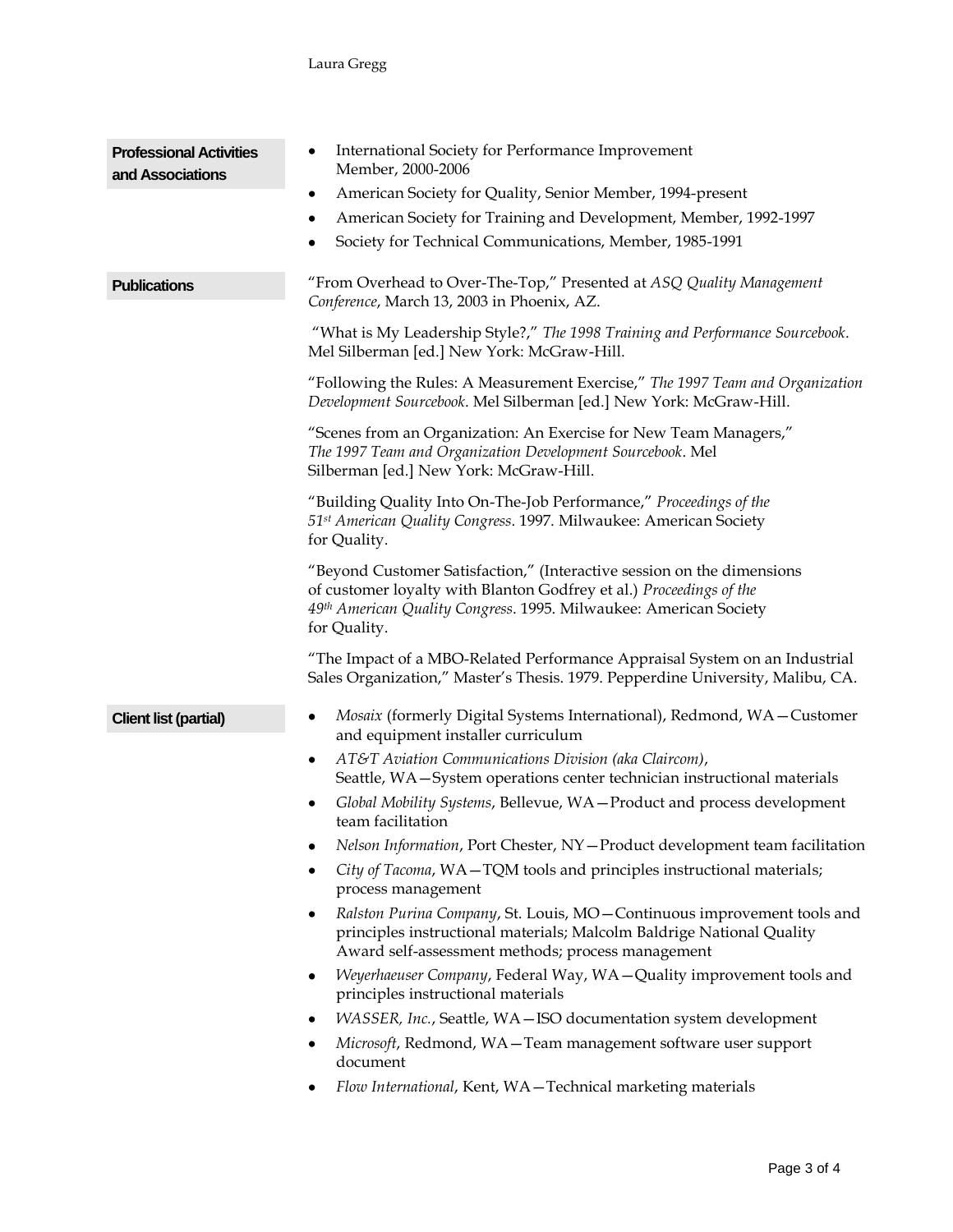## Professional Activities and Associations

- International Society for Performance Improvement Member, 2000-2006
- American Society for Quality, Senior Member, 1994-present
- American Society for Training and Development, Member, 1992-1997
- Society for Technical Communications, Member, 1985-1991

## Publications

"From Overhead to Over-The-Top," Presented at *ASQ Quality Management Conference*, March 13, 2003 in Phoenix, AZ.

"What is My Leadership Style?," *The 1998 Training and Performance Sourcebook*. Mel Silberman [ed.] New York: McGraw-Hill.

"Following the Rules: A Measurement Exercise," *The 1997 Team and Organization Development Sourcebook*. Mel Silberman [ed.] New York: McGraw-Hill.

"Scenes from an Organization: An Exercise for New Team Managers," *The 1997 Team and Organization Development Sourcebook*. Mel Silberman [ed.] New York: McGraw-Hill.

"Building Quality Into On-The-Job Performance," *Proceedings of the 51st American Quality Congress*. 1997. Milwaukee: American Society for Quality.

"Beyond Customer Satisfaction," (Interactive session on the dimensions of customer loyalty with Blanton Godfrey et al.) *Proceedings of the 49th American Quality Congress*. 1995. Milwaukee: American Society for Quality.

"The Impact of a MBO-Related Performance Appraisal System on an Industrial Sales Organization," Master's Thesis. 1979. Pepperdine University, Malibu, CA.

## Client list (partial)

- *Mosaix* (formerly Digital Systems International), Redmond, WA—Customer and equipment installer curriculum
- *AT&T Aviation Communications Division (aka Claircom)*, Seattle, WA—System operations center technician instructional materials
- *Global Mobility Systems*, Bellevue, WA—Product and process development team facilitation
- *Nelson Information*, Port Chester, NY—Product development team facilitation
- *City of Tacoma*, WA—TQM tools and principles instructional materials; process management
- *Ralston Purina Company*, St. Louis, MO—Continuous improvement tools and principles instructional materials; Malcolm Baldrige National Quality Award self-assessment methods; process management
- *Weyerhaeuser Company*, Federal Way, WA—Quality improvement tools and principles instructional materials
- *WASSER, Inc.*, Seattle, WA—ISO documentation system development
- *Microsoft*, Redmond, WA—Team management software user support document
- *Flow International*, Kent, WA—Technical marketing materials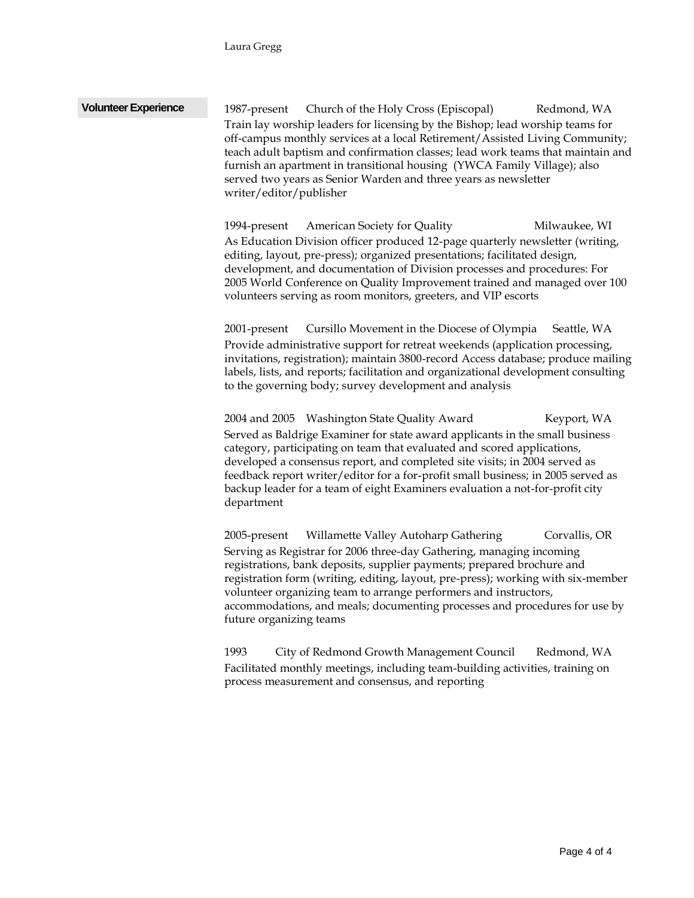## Volunteer Experience

1987-present  Church of the Holy Cross (Episcopal)  Redmond, WA

Train lay worship leaders for licensing by the Bishop; lead worship teams for off-campus monthly services at a local Retirement/Assisted Living Community; teach adult baptism and confirmation classes; lead work teams that maintain and furnish an apartment in transitional housing (YWCA Family Village); also served two years as Senior Warden and three years as newsletter writer/editor/publisher

1994-present  American Society for Quality  Milwaukee, WI

As Education Division officer produced 12-page quarterly newsletter (writing, editing, layout, pre-press); organized presentations; facilitated design, development, and documentation of Division processes and procedures: For 2005 World Conference on Quality Improvement trained and managed over 100 volunteers serving as room monitors, greeters, and VIP escorts

2001-present  Cursillo Movement in the Diocese of Olympia  Seattle, WA

Provide administrative support for retreat weekends (application processing, invitations, registration); maintain 3800-record Access database; produce mailing labels, lists, and reports; facilitation and organizational development consulting to the governing body; survey development and analysis

2004 and 2005  Washington State Quality Award  Keyport, WA

Served as Baldrige Examiner for state award applicants in the small business category, participating on team that evaluated and scored applications, developed a consensus report, and completed site visits; in 2004 served as feedback report writer/editor for a for-profit small business; in 2005 served as backup leader for a team of eight Examiners evaluation a not-for-profit city department

2005-present  Willamette Valley Autoharp Gathering  Corvallis, OR

Serving as Registrar for 2006 three-day Gathering, managing incoming registrations, bank deposits, supplier payments; prepared brochure and registration form (writing, editing, layout, pre-press); working with six-member volunteer organizing team to arrange performers and instructors, accommodations, and meals; documenting processes and procedures for use by future organizing teams

1993  City of Redmond Growth Management Council  Redmond, WA

Facilitated monthly meetings, including team-building activities, training on process measurement and consensus, and reporting